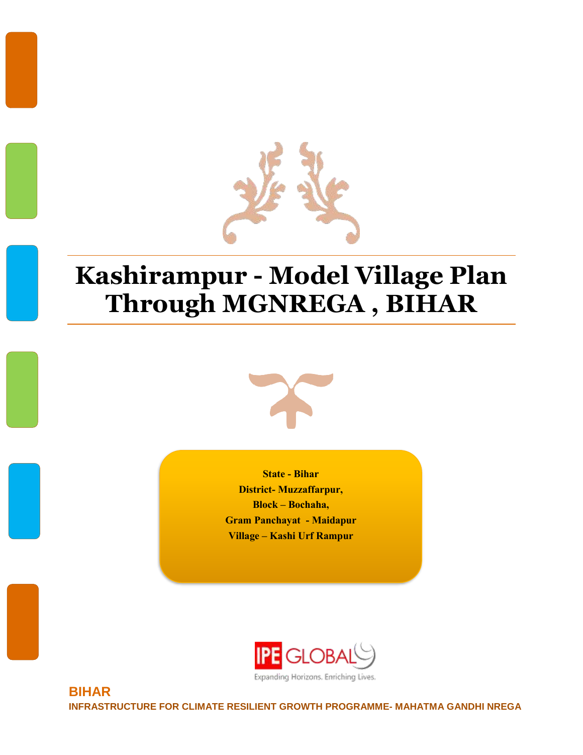# Kashirampur - Model Village Plan Through MGNREGA , BIHAR

**State - Bihar**
**District- Muzzaffarpur,**
**Block – Bochaha,**
**Gram Panchayat - Maidapur**
**Village – Kashi Urf Rampur**

IPE GLOBAL
Expanding Horizons. Enriching Lives.

**BIHAR**

**INFRASTRUCTURE FOR CLIMATE RESILIENT GROWTH PROGRAMME- MAHATMA GANDHI NREGA**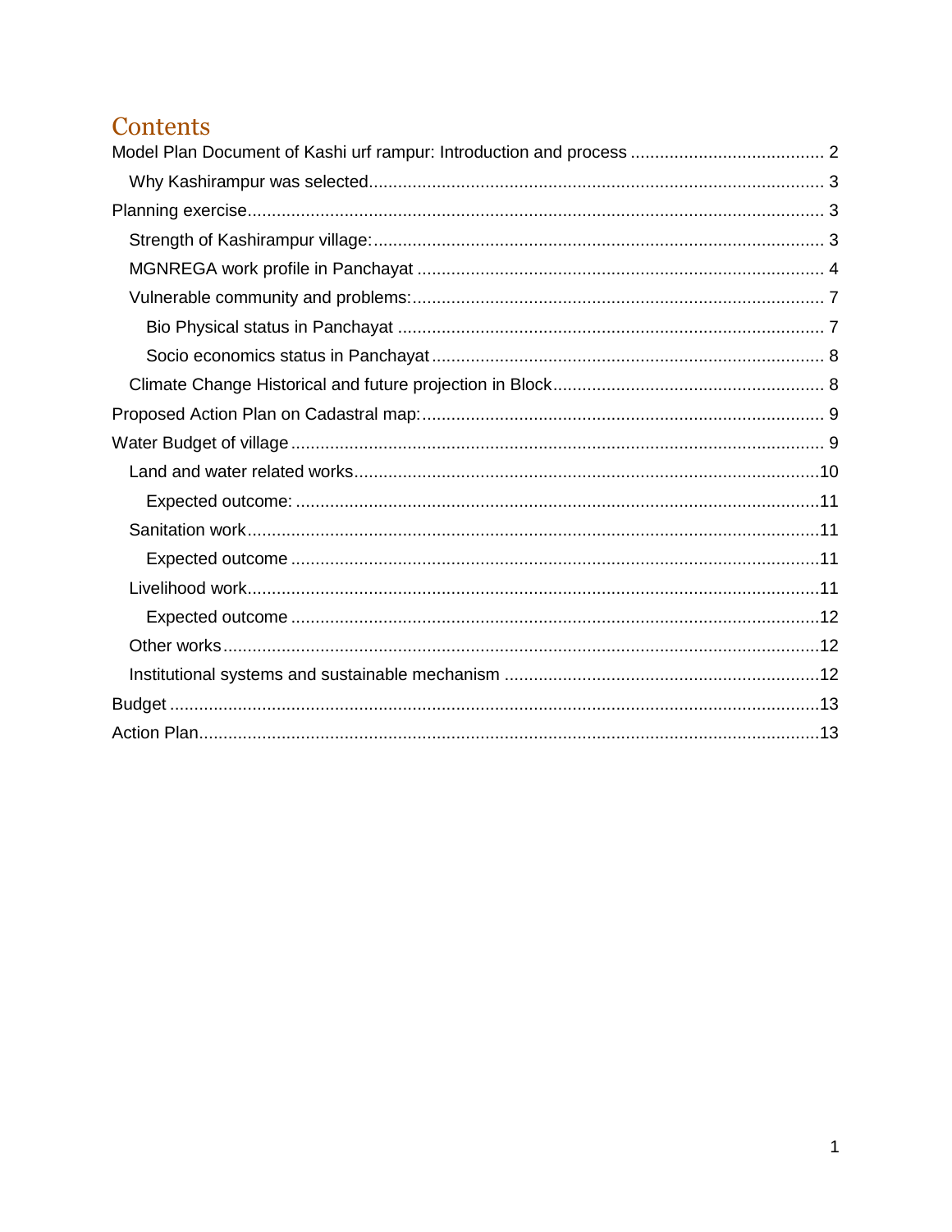# Contents

- Model Plan Document of Kashi urf rampur: Introduction and process ........ 2
  - Why Kashirampur was selected ........ 3
- Planning exercise ........ 3
  - Strength of Kashirampur village: ........ 3
  - MGNREGA work profile in Panchayat ........ 4
  - Vulnerable community and problems: ........ 7
    - Bio Physical status in Panchayat ........ 7
    - Socio economics status in Panchayat ........ 8
  - Climate Change Historical and future projection in Block ........ 8
- Proposed Action Plan on Cadastral map: ........ 9
- Water Budget of village ........ 9
  - Land and water related works ........ 10
    - Expected outcome: ........ 11
  - Sanitation work ........ 11
    - Expected outcome ........ 11
  - Livelihood work ........ 11
    - Expected outcome ........ 12
  - Other works ........ 12
  - Institutional systems and sustainable mechanism ........ 12
- Budget ........ 13
- Action Plan ........ 13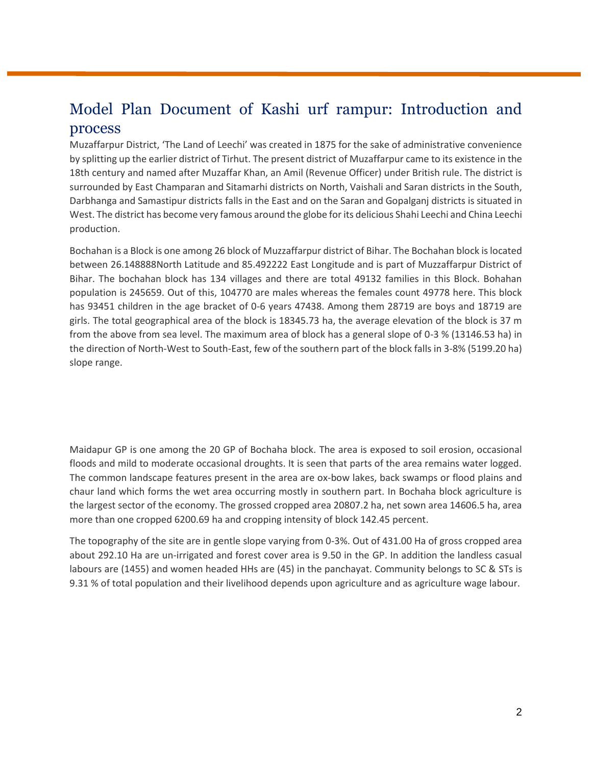# Model Plan Document of Kashi urf rampur: Introduction and process

Muzaffarpur District, 'The Land of Leechi' was created in 1875 for the sake of administrative convenience by splitting up the earlier district of Tirhut. The present district of Muzaffarpur came to its existence in the 18th century and named after Muzaffar Khan, an Amil (Revenue Officer) under British rule. The district is surrounded by East Champaran and Sitamarhi districts on North, Vaishali and Saran districts in the South, Darbhanga and Samastipur districts falls in the East and on the Saran and Gopalganj districts is situated in West. The district has become very famous around the globe for its delicious Shahi Leechi and China Leechi production.

Bochahan is a Block is one among 26 block of Muzzaffarpur district of Bihar. The Bochahan block is located between 26.148888North Latitude and 85.492222 East Longitude and is part of Muzzaffarpur District of Bihar. The bochahan block has 134 villages and there are total 49132 families in this Block. Bohahan population is 245659. Out of this, 104770 are males whereas the females count 49778 here. This block has 93451 children in the age bracket of 0-6 years 47438. Among them 28719 are boys and 18719 are girls. The total geographical area of the block is 18345.73 ha, the average elevation of the block is 37 m from the above from sea level. The maximum area of block has a general slope of 0-3 % (13146.53 ha) in the direction of North-West to South-East, few of the southern part of the block falls in 3-8% (5199.20 ha) slope range.

Maidapur GP is one among the 20 GP of Bochaha block. The area is exposed to soil erosion, occasional floods and mild to moderate occasional droughts. It is seen that parts of the area remains water logged. The common landscape features present in the area are ox-bow lakes, back swamps or flood plains and chaur land which forms the wet area occurring mostly in southern part. In Bochaha block agriculture is the largest sector of the economy. The grossed cropped area 20807.2 ha, net sown area 14606.5 ha, area more than one cropped 6200.69 ha and cropping intensity of block 142.45 percent.

The topography of the site are in gentle slope varying from 0-3%. Out of 431.00 Ha of gross cropped area about 292.10 Ha are un-irrigated and forest cover area is 9.50 in the GP. In addition the landless casual labours are (1455) and women headed HHs are (45) in the panchayat. Community belongs to SC & STs is 9.31 % of total population and their livelihood depends upon agriculture and as agriculture wage labour.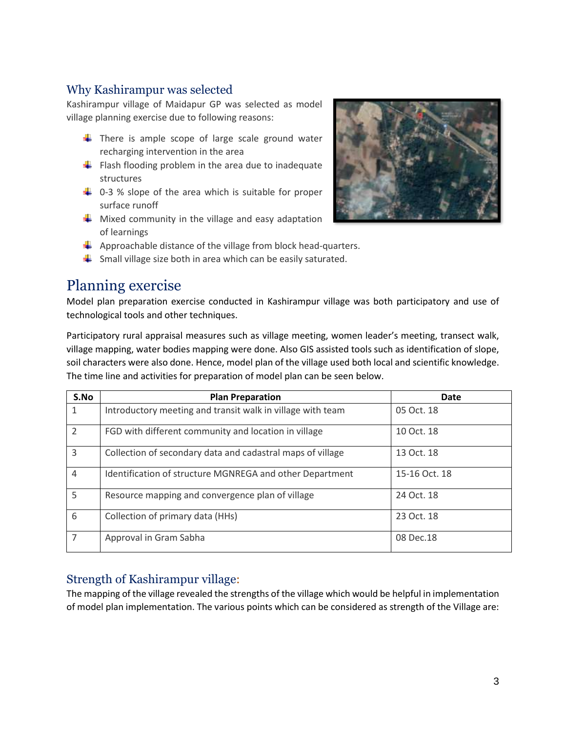## Why Kashirampur was selected

Kashirampur village of Maidapur GP was selected as model village planning exercise due to following reasons:

- There is ample scope of large scale ground water recharging intervention in the area
- Flash flooding problem in the area due to inadequate structures
- 0-3 % slope of the area which is suitable for proper surface runoff
- Mixed community in the village and easy adaptation of learnings
- Approachable distance of the village from block head-quarters.
- Small village size both in area which can be easily saturated.

# Planning exercise

Model plan preparation exercise conducted in Kashirampur village was both participatory and use of technological tools and other techniques.

Participatory rural appraisal measures such as village meeting, women leader's meeting, transect walk, village mapping, water bodies mapping were done. Also GIS assisted tools such as identification of slope, soil characters were also done. Hence, model plan of the village used both local and scientific knowledge. The time line and activities for preparation of model plan can be seen below.

| S.No | Plan Preparation | Date |
|---|---|---|
| 1 | Introductory meeting and transit walk in village with team | 05 Oct. 18 |
| 2 | FGD with different community and location in village | 10 Oct. 18 |
| 3 | Collection of secondary data and cadastral maps of village | 13 Oct. 18 |
| 4 | Identification of structure MGNREGA and other Department | 15-16 Oct. 18 |
| 5 | Resource mapping and convergence plan of village | 24 Oct. 18 |
| 6 | Collection of primary data (HHs) | 23 Oct. 18 |
| 7 | Approval in Gram Sabha | 08 Dec.18 |

## Strength of Kashirampur village:

The mapping of the village revealed the strengths of the village which would be helpful in implementation of model plan implementation. The various points which can be considered as strength of the Village are: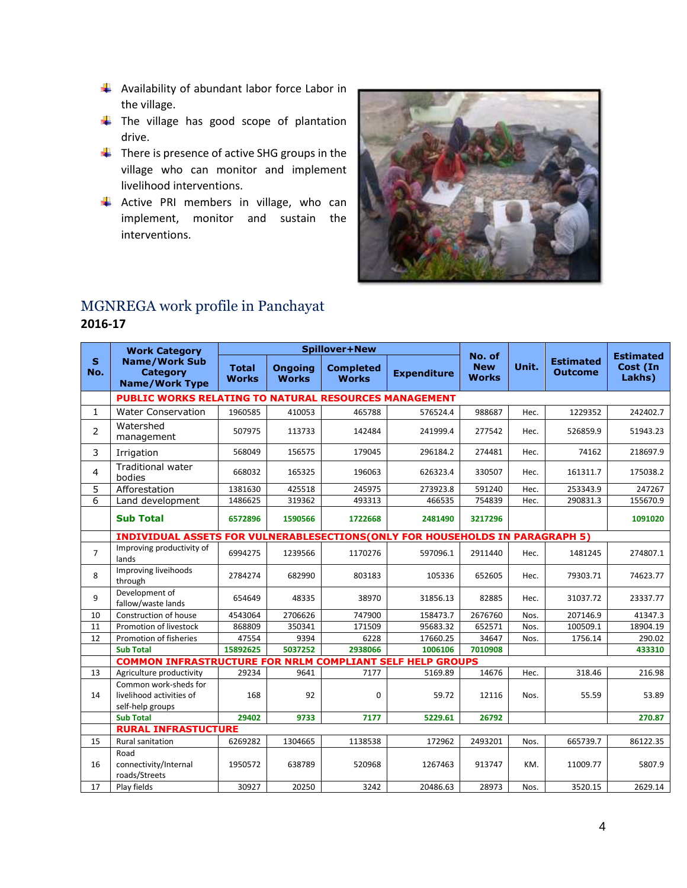- Availability of abundant labor force Labor in the village.
- The village has good scope of plantation drive.
- There is presence of active SHG groups in the village who can monitor and implement livelihood interventions.
- Active PRI members in village, who can implement, monitor and sustain the interventions.

## MGNREGA work profile in Panchayat

**2016-17**

| S No. | Work Category Name/Work Sub Category Name/Work Type | Spillover+New | | | | No. of New Works | Unit. | Estimated Outcome | Estimated Cost (In Lakhs) |
|---|---|---|---|---|---|---|---|---|---|
| | | Total Works | Ongoing Works | Completed Works | Expenditure | | | | |
| | **PUBLIC WORKS RELATING TO NATURAL RESOURCES MANAGEMENT** | | | | | | | | |
| 1 | Water Conservation | 1960585 | 410053 | 465788 | 576524.4 | 988687 | Hec. | 1229352 | 242402.7 |
| 2 | Watershed management | 507975 | 113733 | 142484 | 241999.4 | 277542 | Hec. | 526859.9 | 51943.23 |
| 3 | Irrigation | 568049 | 156575 | 179045 | 296184.2 | 274481 | Hec. | 74162 | 218697.9 |
| 4 | Traditional water bodies | 668032 | 165325 | 196063 | 626323.4 | 330507 | Hec. | 161311.7 | 175038.2 |
| 5 | Afforestation | 1381630 | 425518 | 245975 | 273923.8 | 591240 | Hec. | 253343.9 | 247267 |
| 6 | Land development | 1486625 | 319362 | 493313 | 466535 | 754839 | Hec. | 290831.3 | 155670.9 |
| | **Sub Total** | **6572896** | **1590566** | **1722668** | **2481490** | **3217296** | | | **1091020** |
| | **INDIVIDUAL ASSETS FOR VULNERABLESECTIONS(ONLY FOR HOUSEHOLDS IN PARAGRAPH 5)** | | | | | | | | |
| 7 | Improving productivity of lands | 6994275 | 1239566 | 1170276 | 597096.1 | 2911440 | Hec. | 1481245 | 274807.1 |
| 8 | Improving liveihoods through | 2784274 | 682990 | 803183 | 105336 | 652605 | Hec. | 79303.71 | 74623.77 |
| 9 | Development of fallow/waste lands | 654649 | 48335 | 38970 | 31856.13 | 82885 | Hec. | 31037.72 | 23337.77 |
| 10 | Construction of house | 4543064 | 2706626 | 747900 | 158473.7 | 2676760 | Nos. | 207146.9 | 41347.3 |
| 11 | Promotion of livestock | 868809 | 350341 | 171509 | 95683.32 | 652571 | Nos. | 100509.1 | 18904.19 |
| 12 | Promotion of fisheries | 47554 | 9394 | 6228 | 17660.25 | 34647 | Nos. | 1756.14 | 290.02 |
| | **Sub Total** | **15892625** | **5037252** | **2938066** | **1006106** | **7010908** | | | **433310** |
| | **COMMON INFRASTRUCTURE FOR NRLM COMPLIANT SELF HELP GROUPS** | | | | | | | | |
| 13 | Agriculture productivity | 29234 | 9641 | 7177 | 5169.89 | 14676 | Hec. | 318.46 | 216.98 |
| 14 | Common work-sheds for livelihood activities of self-help groups | 168 | 92 | 0 | 59.72 | 12116 | Nos. | 55.59 | 53.89 |
| | **Sub Total** | **29402** | **9733** | **7177** | **5229.61** | **26792** | | | **270.87** |
| | **RURAL INFRASTRUCTURE** | | | | | | | | |
| 15 | Rural sanitation | 6269282 | 1304665 | 1138538 | 172962 | 2493201 | Nos. | 665739.7 | 86122.35 |
| 16 | Road connectivity/Internal roads/Streets | 1950572 | 638789 | 520968 | 1267463 | 913747 | KM. | 11009.77 | 5807.9 |
| 17 | Play fields | 30927 | 20250 | 3242 | 20486.63 | 28973 | Nos. | 3520.15 | 2629.14 |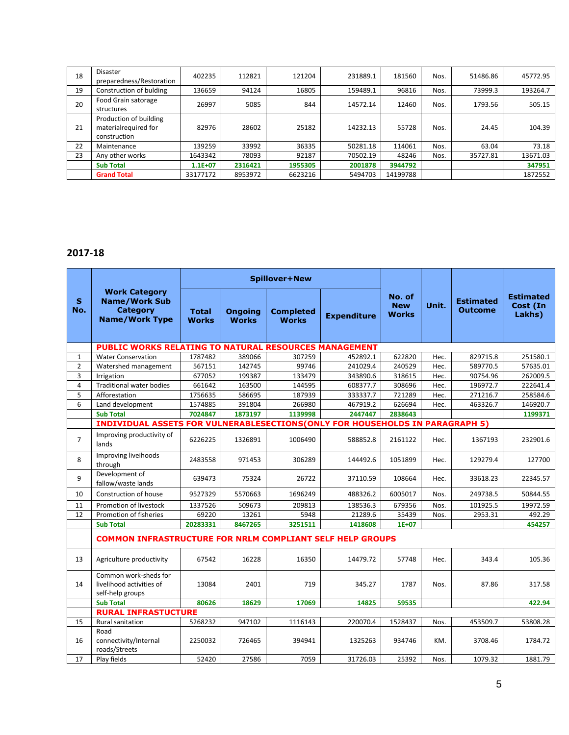| | | | | | | | | |
|---|---|---|---|---|---|---|---|---|
| 18 | Disaster preparedness/Restoration | 402235 | 112821 | 121204 | 231889.1 | 181560 | Nos. | 51486.86 | 45772.95 |
| 19 | Construction of bulding | 136659 | 94124 | 16805 | 159489.1 | 96816 | Nos. | 73999.3 | 193264.7 |
| 20 | Food Grain satorage structures | 26997 | 5085 | 844 | 14572.14 | 12460 | Nos. | 1793.56 | 505.15 |
| 21 | Production of building materialrequired for construction | 82976 | 28602 | 25182 | 14232.13 | 55728 | Nos. | 24.45 | 104.39 |
| 22 | Maintenance | 139259 | 33992 | 36335 | 50281.18 | 114061 | Nos. | 63.04 | 73.18 |
| 23 | Any other works | 1643342 | 78093 | 92187 | 70502.19 | 48246 | Nos. | 35727.81 | 13671.03 |
| | **Sub Total** | **1.1E+07** | **2316421** | **1955305** | **2001878** | **3944792** | | | **347951** |
| | **Grand Total** | 33177172 | 8953972 | 6623216 | 5494703 | 14199788 | | | 1872552 |

## 2017-18

| S No. | Work Category Name/Work Sub Category Name/Work Type | Spillover+New | | | | No. of New Works | Unit. | Estimated Outcome | Estimated Cost (In Lakhs) |
|---|---|---|---|---|---|---|---|---|---|
| | | Total Works | Ongoing Works | Completed Works | Expenditure | | | | |
| | **PUBLIC WORKS RELATING TO NATURAL RESOURCES MANAGEMENT** | | | | | | | | |
| 1 | Water Conservation | 1787482 | 389066 | 307259 | 452892.1 | 622820 | Hec. | 829715.8 | 251580.1 |
| 2 | Watershed management | 567151 | 142745 | 99746 | 241029.4 | 240529 | Hec. | 589770.5 | 57635.01 |
| 3 | Irrigation | 677052 | 199387 | 133479 | 343890.6 | 318615 | Hec. | 90754.96 | 262009.5 |
| 4 | Traditional water bodies | 661642 | 163500 | 144595 | 608377.7 | 308696 | Hec. | 196972.7 | 222641.4 |
| 5 | Afforestation | 1756635 | 586695 | 187939 | 333337.7 | 721289 | Hec. | 271216.7 | 258584.6 |
| 6 | Land development | 1574885 | 391804 | 266980 | 467919.2 | 626694 | Hec. | 463326.7 | 146920.7 |
| | **Sub Total** | **7024847** | **1873197** | **1139998** | **2447447** | **2838643** | | | **1199371** |
| | **INDIVIDUAL ASSETS FOR VULNERABLESECTIONS(ONLY FOR HOUSEHOLDS IN PARAGRAPH 5)** | | | | | | | | |
| 7 | Improving productivity of lands | 6226225 | 1326891 | 1006490 | 588852.8 | 2161122 | Hec. | 1367193 | 232901.6 |
| 8 | Improving liveihoods through | 2483558 | 971453 | 306289 | 144492.6 | 1051899 | Hec. | 129279.4 | 127700 |
| 9 | Development of fallow/waste lands | 639473 | 75324 | 26722 | 37110.59 | 108664 | Hec. | 33618.23 | 22345.57 |
| 10 | Construction of house | 9527329 | 5570663 | 1696249 | 488326.2 | 6005017 | Nos. | 249738.5 | 50844.55 |
| 11 | Promotion of livestock | 1337526 | 509673 | 209813 | 138536.3 | 679356 | Nos. | 101925.5 | 19972.59 |
| 12 | Promotion of fisheries | 69220 | 13261 | 5948 | 21289.6 | 35439 | Nos. | 2953.31 | 492.29 |
| | **Sub Total** | **20283331** | **8467265** | **3251511** | **1418608** | **1E+07** | | | **454257** |
| | **COMMON INFRASTRUCTURE FOR NRLM COMPLIANT SELF HELP GROUPS** | | | | | | | | |
| 13 | Agriculture productivity | 67542 | 16228 | 16350 | 14479.72 | 57748 | Hec. | 343.4 | 105.36 |
| 14 | Common work-sheds for livelihood activities of self-help groups | 13084 | 2401 | 719 | 345.27 | 1787 | Nos. | 87.86 | 317.58 |
| | **Sub Total** | **80626** | **18629** | **17069** | **14825** | **59535** | | | **422.94** |
| | **RURAL INFRASTUCTURE** | | | | | | | | |
| 15 | Rural sanitation | 5268232 | 947102 | 1116143 | 220070.4 | 1528437 | Nos. | 453509.7 | 53808.28 |
| 16 | Road connectivity/Internal roads/Streets | 2250032 | 726465 | 394941 | 1325263 | 934746 | KM. | 3708.46 | 1784.72 |
| 17 | Play fields | 52420 | 27586 | 7059 | 31726.03 | 25392 | Nos. | 1079.32 | 1881.79 |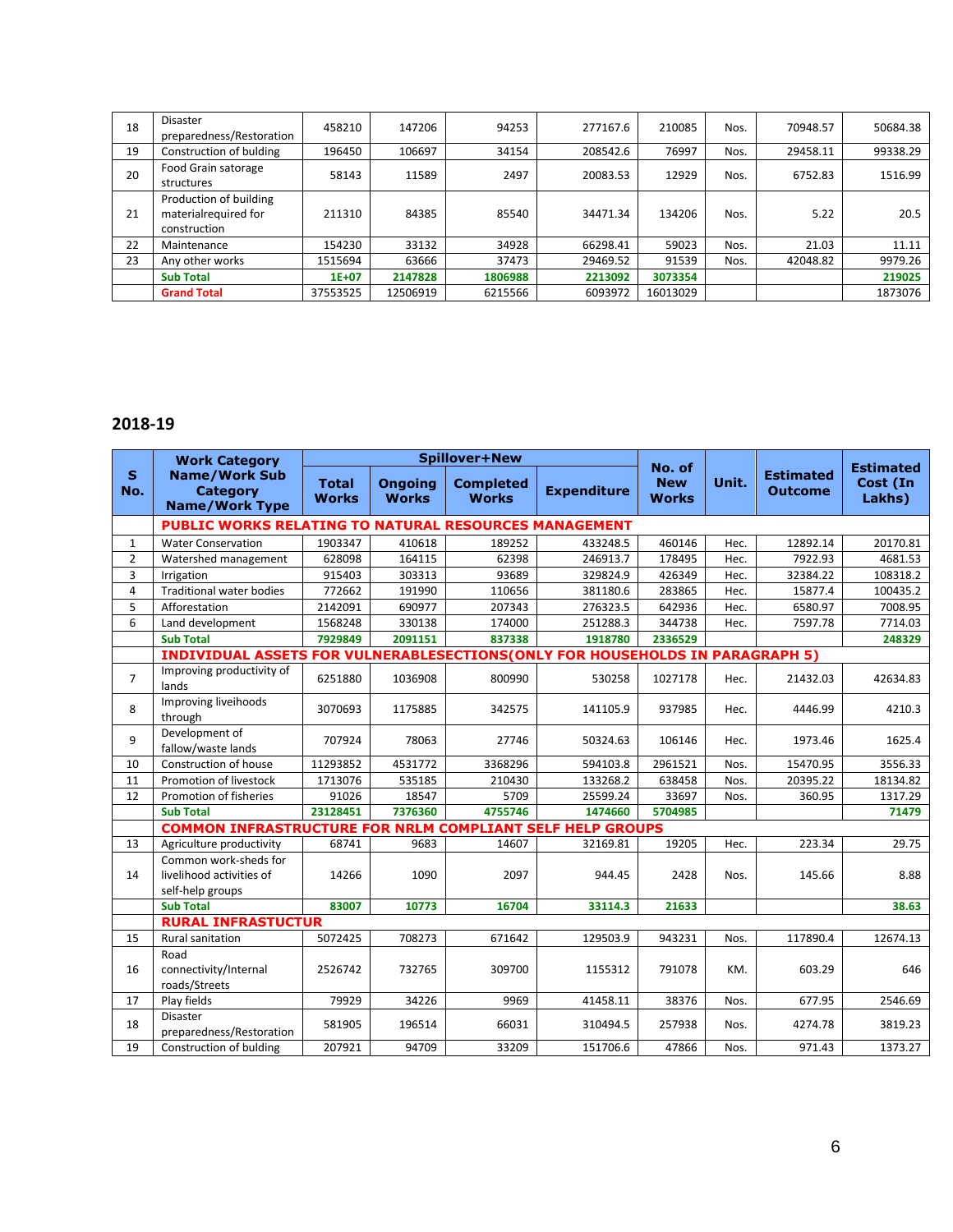| 18 | Disaster preparedness/Restoration | 458210 | 147206 | 94253 | 277167.6 | 210085 | Nos. | 70948.57 | 50684.38 |
|---|---|---|---|---|---|---|---|---|---|
| 19 | Construction of bulding | 196450 | 106697 | 34154 | 208542.6 | 76997 | Nos. | 29458.11 | 99338.29 |
| 20 | Food Grain satorage structures | 58143 | 11589 | 2497 | 20083.53 | 12929 | Nos. | 6752.83 | 1516.99 |
| 21 | Production of building materialrequired for construction | 211310 | 84385 | 85540 | 34471.34 | 134206 | Nos. | 5.22 | 20.5 |
| 22 | Maintenance | 154230 | 33132 | 34928 | 66298.41 | 59023 | Nos. | 21.03 | 11.11 |
| 23 | Any other works | 1515694 | 63666 | 37473 | 29469.52 | 91539 | Nos. | 42048.82 | 9979.26 |
| | **Sub Total** | **1E+07** | **2147828** | **1806988** | **2213092** | **3073354** | | | **219025** |
| | **Grand Total** | 37553525 | 12506919 | 6215566 | 6093972 | 16013029 | | | 1873076 |

## 2018-19

| S No. | Work Category Name/Work Sub Category Name/Work Type | Spillover+New | | | | No. of New Works | Unit. | Estimated Outcome | Estimated Cost (In Lakhs) |
|---|---|---|---|---|---|---|---|---|---|
| | | Total Works | Ongoing Works | Completed Works | Expenditure | | | | |
| | **PUBLIC WORKS RELATING TO NATURAL RESOURCES MANAGEMENT** | | | | | | | | |
| 1 | Water Conservation | 1903347 | 410618 | 189252 | 433248.5 | 460146 | Hec. | 12892.14 | 20170.81 |
| 2 | Watershed management | 628098 | 164115 | 62398 | 246913.7 | 178495 | Hec. | 7922.93 | 4681.53 |
| 3 | Irrigation | 915403 | 303313 | 93689 | 329824.9 | 426349 | Hec. | 32384.22 | 108318.2 |
| 4 | Traditional water bodies | 772662 | 191990 | 110656 | 381180.6 | 283865 | Hec. | 15877.4 | 100435.2 |
| 5 | Afforestation | 2142091 | 690977 | 207343 | 276323.5 | 642936 | Hec. | 6580.97 | 7008.95 |
| 6 | Land development | 1568248 | 330138 | 174000 | 251288.3 | 344738 | Hec. | 7597.78 | 7714.03 |
| | **Sub Total** | **7929849** | **2091151** | **837338** | **1918780** | **2336529** | | | **248329** |
| | **INDIVIDUAL ASSETS FOR VULNERABLESECTIONS(ONLY FOR HOUSEHOLDS IN PARAGRAPH 5)** | | | | | | | | |
| 7 | Improving productivity of lands | 6251880 | 1036908 | 800990 | 530258 | 1027178 | Hec. | 21432.03 | 42634.83 |
| 8 | Improving liveihoods through | 3070693 | 1175885 | 342575 | 141105.9 | 937985 | Hec. | 4446.99 | 4210.3 |
| 9 | Development of fallow/waste lands | 707924 | 78063 | 27746 | 50324.63 | 106146 | Hec. | 1973.46 | 1625.4 |
| 10 | Construction of house | 11293852 | 4531772 | 3368296 | 594103.8 | 2961521 | Nos. | 15470.95 | 3556.33 |
| 11 | Promotion of livestock | 1713076 | 535185 | 210430 | 133268.2 | 638458 | Nos. | 20395.22 | 18134.82 |
| 12 | Promotion of fisheries | 91026 | 18547 | 5709 | 25599.24 | 33697 | Nos. | 360.95 | 1317.29 |
| | **Sub Total** | **23128451** | **7376360** | **4755746** | **1474660** | **5704985** | | | **71479** |
| | **COMMON INFRASTRUCTURE FOR NRLM COMPLIANT SELF HELP GROUPS** | | | | | | | | |
| 13 | Agriculture productivity | 68741 | 9683 | 14607 | 32169.81 | 19205 | Hec. | 223.34 | 29.75 |
| 14 | Common work-sheds for livelihood activities of self-help groups | 14266 | 1090 | 2097 | 944.45 | 2428 | Nos. | 145.66 | 8.88 |
| | **Sub Total** | **83007** | **10773** | **16704** | **33114.3** | **21633** | | | **38.63** |
| | **RURAL INFRASTRUCTUR** | | | | | | | | |
| 15 | Rural sanitation | 5072425 | 708273 | 671642 | 129503.9 | 943231 | Nos. | 117890.4 | 12674.13 |
| 16 | Road connectivity/Internal roads/Streets | 2526742 | 732765 | 309700 | 1155312 | 791078 | KM. | 603.29 | 646 |
| 17 | Play fields | 79929 | 34226 | 9969 | 41458.11 | 38376 | Nos. | 677.95 | 2546.69 |
| 18 | Disaster preparedness/Restoration | 581905 | 196514 | 66031 | 310494.5 | 257938 | Nos. | 4274.78 | 3819.23 |
| 19 | Construction of bulding | 207921 | 94709 | 33209 | 151706.6 | 47866 | Nos. | 971.43 | 1373.27 |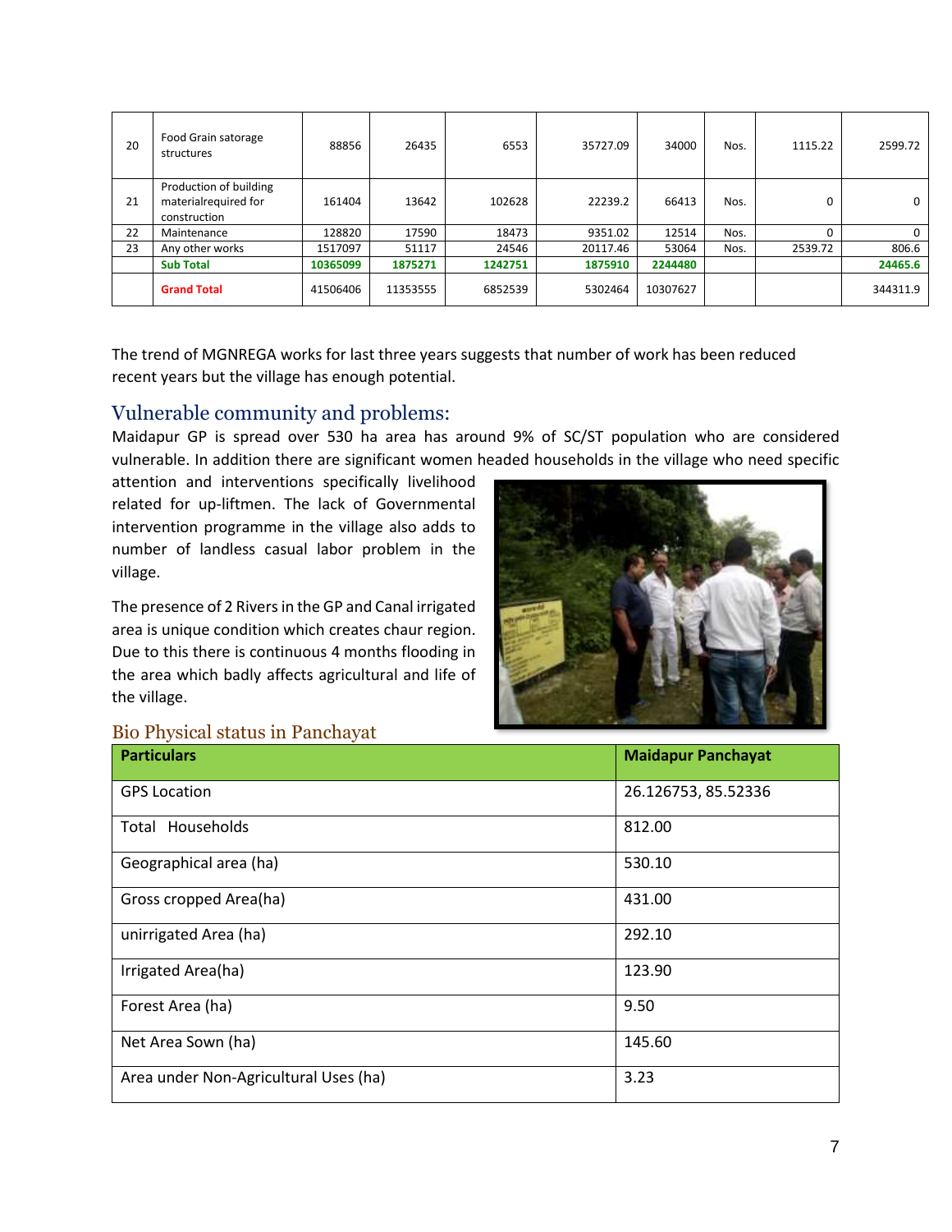| 20 | Food Grain satorage structures | 88856 | 26435 | 6553 | 35727.09 | 34000 | Nos. | 1115.22 | 2599.72 |
|---|---|---|---|---|---|---|---|---|---|
| 21 | Production of building materialrequired for construction | 161404 | 13642 | 102628 | 22239.2 | 66413 | Nos. | 0 | 0 |
| 22 | Maintenance | 128820 | 17590 | 18473 | 9351.02 | 12514 | Nos. | 0 | 0 |
| 23 | Any other works | 1517097 | 51117 | 24546 | 20117.46 | 53064 | Nos. | 2539.72 | 806.6 |
| | **Sub Total** | **10365099** | **1875271** | **1242751** | **1875910** | **2244480** | | | **24465.6** |
| | **Grand Total** | 41506406 | 11353555 | 6852539 | 5302464 | 10307627 | | | 344311.9 |

The trend of MGNREGA works for last three years suggests that number of work has been reduced recent years but the village has enough potential.

## Vulnerable community and problems:

Maidapur GP is spread over 530 ha area has around 9% of SC/ST population who are considered vulnerable. In addition there are significant women headed households in the village who need specific attention and interventions specifically livelihood related for up-liftmen. The lack of Governmental intervention programme in the village also adds to number of landless casual labor problem in the village.

The presence of 2 Rivers in the GP and Canal irrigated area is unique condition which creates chaur region. Due to this there is continuous 4 months flooding in the area which badly affects agricultural and life of the village.

### Bio Physical status in Panchayat

| Particulars | Maidapur Panchayat |
|---|---|
| GPS Location | 26.126753, 85.52336 |
| Total Households | 812.00 |
| Geographical area (ha) | 530.10 |
| Gross cropped Area(ha) | 431.00 |
| unirrigated Area (ha) | 292.10 |
| Irrigated Area(ha) | 123.90 |
| Forest Area (ha) | 9.50 |
| Net Area Sown (ha) | 145.60 |
| Area under Non-Agricultural Uses (ha) | 3.23 |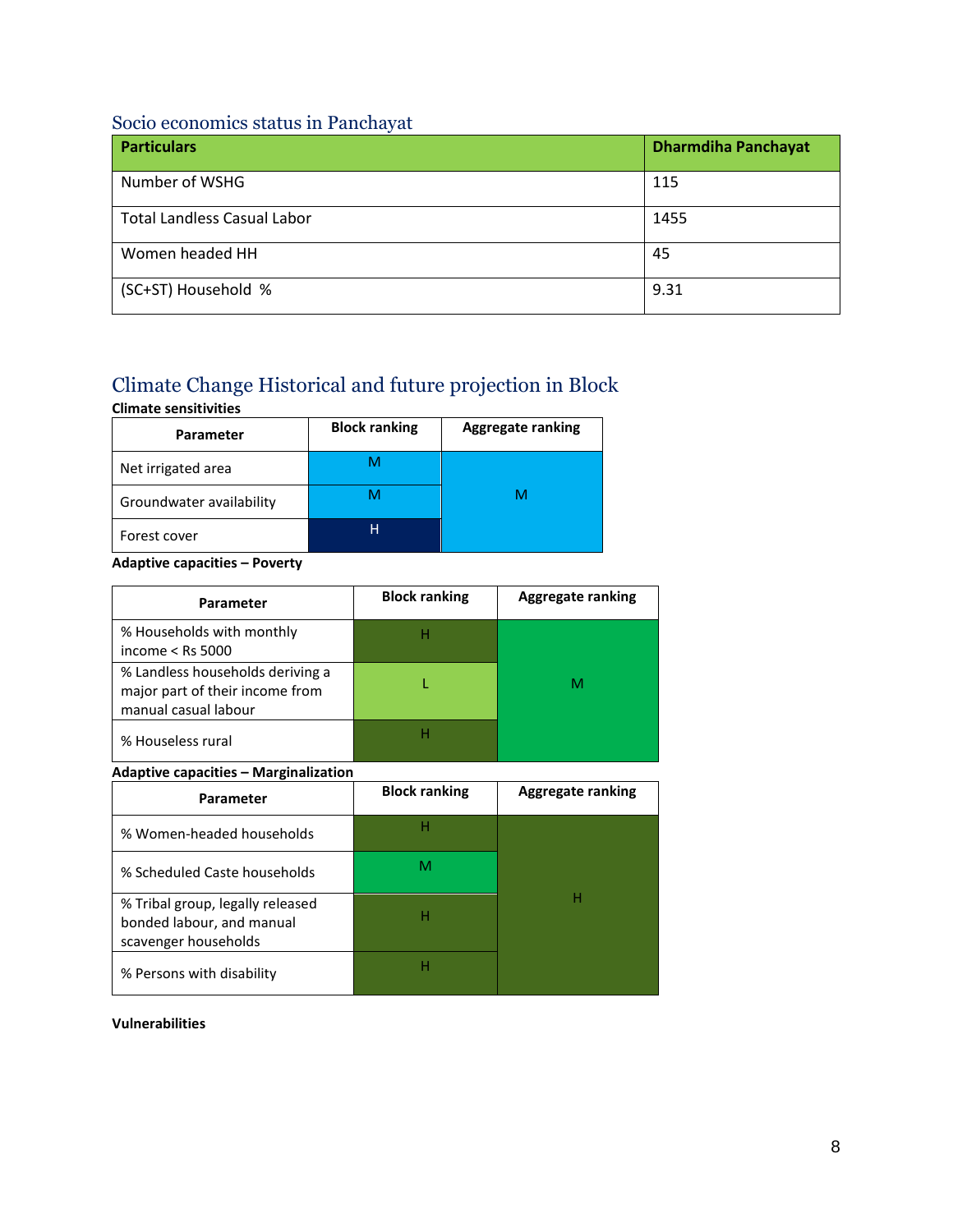## Socio economics status in Panchayat

| Particulars | Dharmdiha Panchayat |
|---|---|
| Number of WSHG | 115 |
| Total Landless Casual Labor | 1455 |
| Women headed HH | 45 |
| (SC+ST) Household % | 9.31 |

## Climate Change Historical and future projection in Block

**Climate sensitivities**

| Parameter | Block ranking | Aggregate ranking |
|---|---|---|
| Net irrigated area | M | M |
| Groundwater availability | M | |
| Forest cover | H | |

**Adaptive capacities – Poverty**

| Parameter | Block ranking | Aggregate ranking |
|---|---|---|
| % Households with monthly income < Rs 5000 | H | M |
| % Landless households deriving a major part of their income from manual casual labour | L | |
| % Houseless rural | H | |

**Adaptive capacities – Marginalization**

| Parameter | Block ranking | Aggregate ranking |
|---|---|---|
| % Women-headed households | H | H |
| % Scheduled Caste households | M | |
| % Tribal group, legally released bonded labour, and manual scavenger households | H | |
| % Persons with disability | H | |

**Vulnerabilities**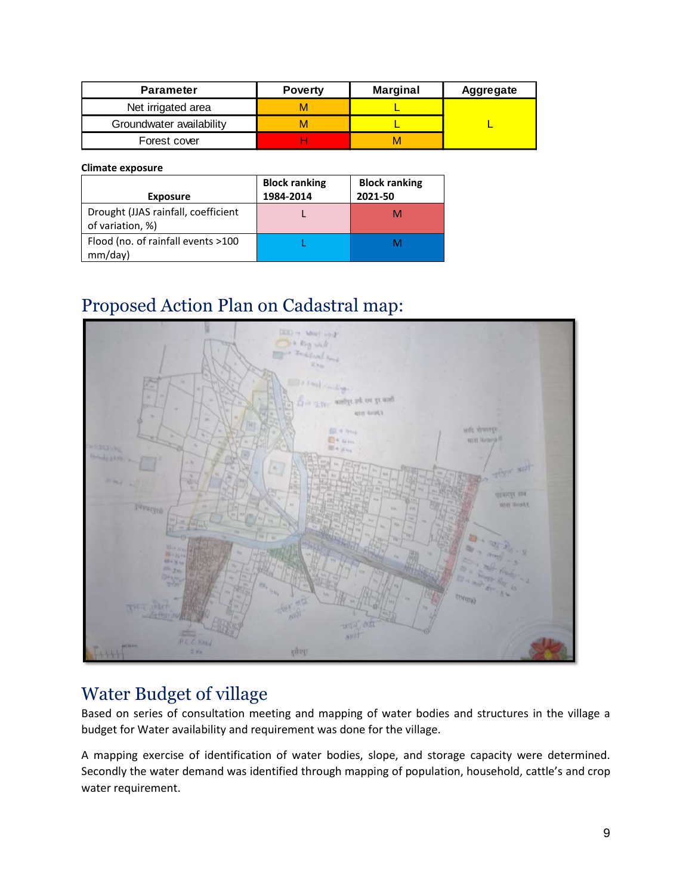| Parameter | Poverty | Marginal | Aggregate |
|---|---|---|---|
| Net irrigated area | M | L | L |
| Groundwater availability | M | L | |
| Forest cover | H | M | |

**Climate exposure**

| Exposure | Block ranking 1984-2014 | Block ranking 2021-50 |
|---|---|---|
| Drought (JJAS rainfall, coefficient of variation, %) | L | M |
| Flood (no. of rainfall events >100 mm/day) | L | M |

## Proposed Action Plan on Cadastral map:

## Water Budget of village

Based on series of consultation meeting and mapping of water bodies and structures in the village a budget for Water availability and requirement was done for the village.

A mapping exercise of identification of water bodies, slope, and storage capacity were determined. Secondly the water demand was identified through mapping of population, household, cattle's and crop water requirement.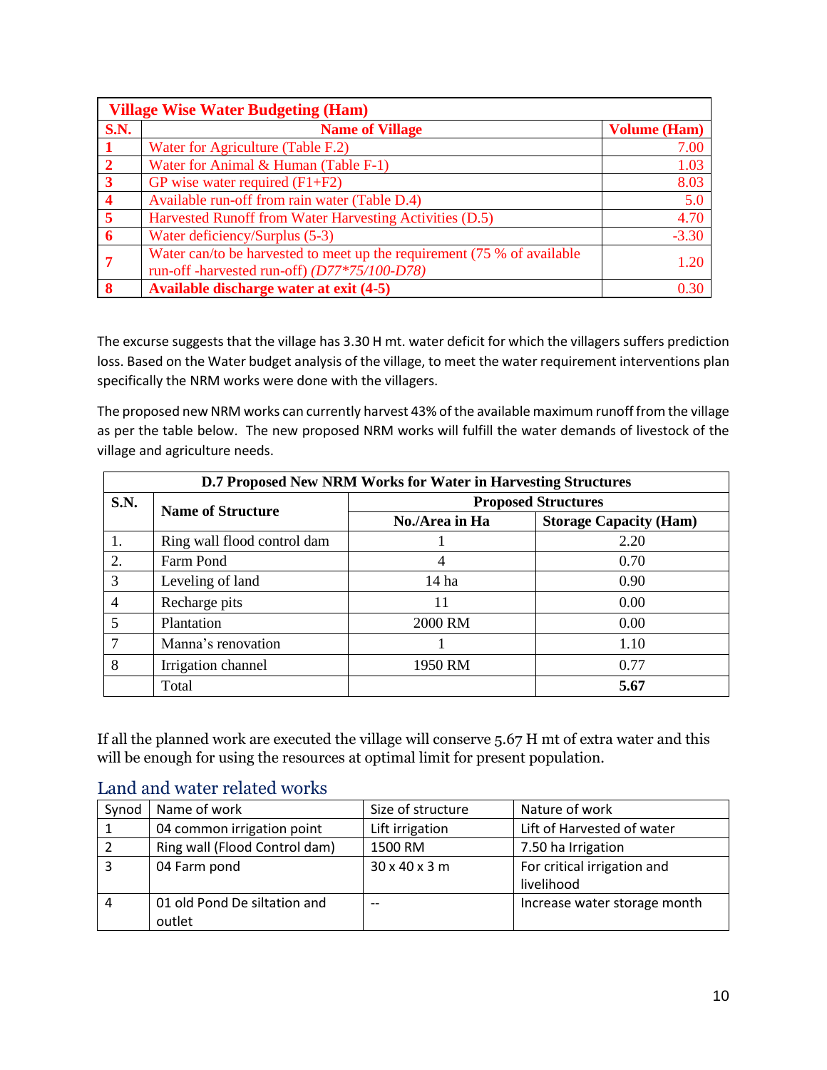| Village Wise Water Budgeting (Ham) | | |
|---|---|---|
| **S.N.** | **Name of Village** | **Volume (Ham)** |
| 1 | Water for Agriculture (Table F.2) | 7.00 |
| 2 | Water for Animal & Human (Table F-1) | 1.03 |
| 3 | GP wise water required (F1+F2) | 8.03 |
| 4 | Available run-off from rain water (Table D.4) | 5.0 |
| 5 | Harvested Runoff from Water Harvesting Activities (D.5) | 4.70 |
| 6 | Water deficiency/Surplus (5-3) | -3.30 |
| 7 | Water can/to be harvested to meet up the requirement (75 % of available run-off -harvested run-off) *(D77*75/100-D78)* | 1.20 |
| **8** | **Available discharge water at exit (4-5)** | 0.30 |

The excurse suggests that the village has 3.30 H mt. water deficit for which the villagers suffers prediction loss. Based on the Water budget analysis of the village, to meet the water requirement interventions plan specifically the NRM works were done with the villagers.

The proposed new NRM works can currently harvest 43% of the available maximum runoff from the village as per the table below. The new proposed NRM works will fulfill the water demands of livestock of the village and agriculture needs.

| D.7 Proposed New NRM Works for Water in Harvesting Structures | | | |
|---|---|---|---|
| **S.N.** | **Name of Structure** | **Proposed Structures** | |
| | | **No./Area in Ha** | **Storage Capacity (Ham)** |
| 1. | Ring wall flood control dam | 1 | 2.20 |
| 2. | Farm Pond | 4 | 0.70 |
| 3 | Leveling of land | 14 ha | 0.90 |
| 4 | Recharge pits | 11 | 0.00 |
| 5 | Plantation | 2000 RM | 0.00 |
| 7 | Manna's renovation | 1 | 1.10 |
| 8 | Irrigation channel | 1950 RM | 0.77 |
| | Total | | **5.67** |

If all the planned work are executed the village will conserve 5.67 H mt of extra water and this will be enough for using the resources at optimal limit for present population.

## Land and water related works

| Synod | Name of work | Size of structure | Nature of work |
|---|---|---|---|
| 1 | 04 common irrigation point | Lift irrigation | Lift of Harvested of water |
| 2 | Ring wall (Flood Control dam) | 1500 RM | 7.50 ha Irrigation |
| 3 | 04 Farm pond | 30 x 40 x 3 m | For critical irrigation and livelihood |
| 4 | 01 old Pond De siltation and outlet | -- | Increase water storage month |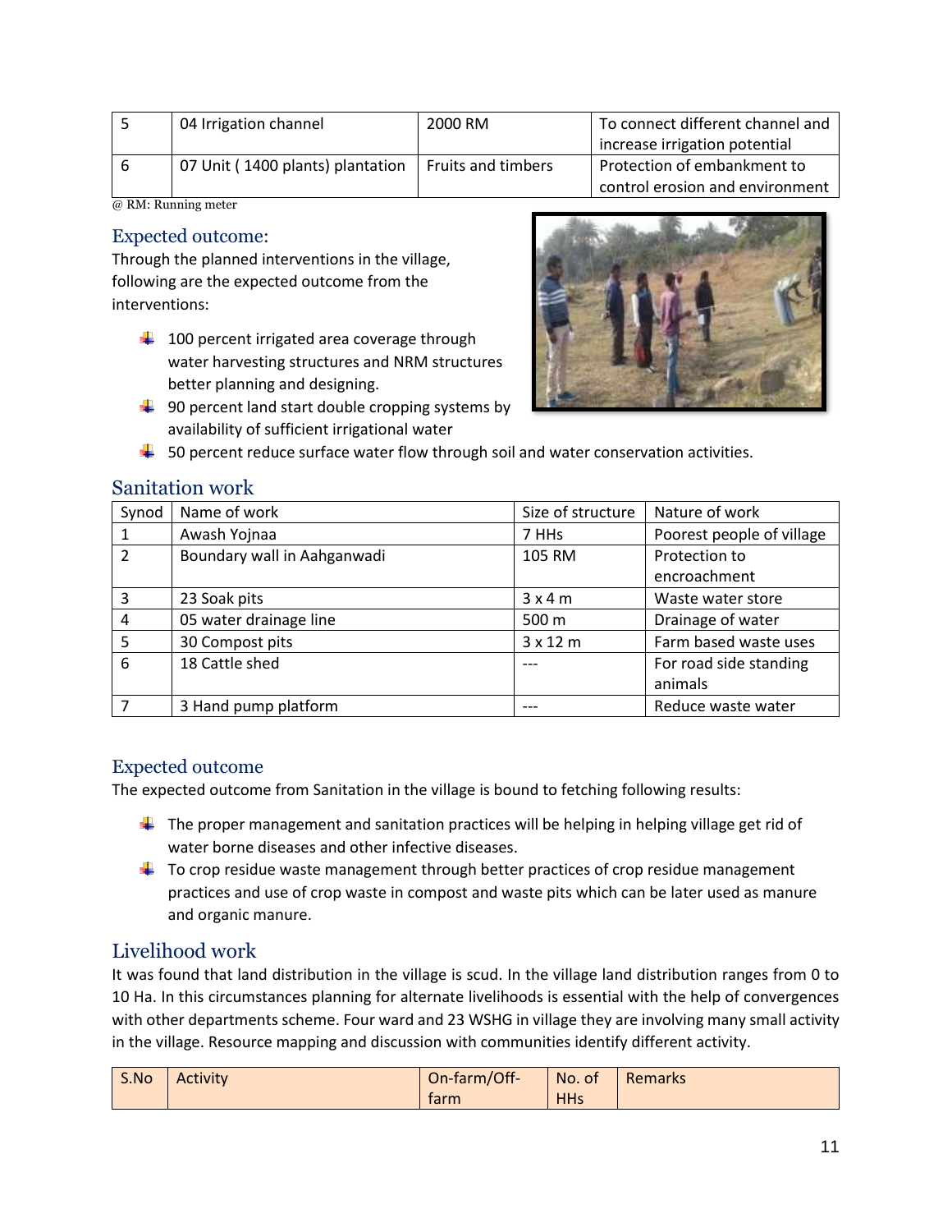| 5 | 04 Irrigation channel | 2000 RM | To connect different channel and increase irrigation potential |
|---|---|---|---|
| 6 | 07 Unit ( 1400 plants) plantation | Fruits and timbers | Protection of embankment to control erosion and environment |

@ RM: Running meter

## Expected outcome:

Through the planned interventions in the village, following are the expected outcome from the interventions:

- 100 percent irrigated area coverage through water harvesting structures and NRM structures better planning and designing.
- 90 percent land start double cropping systems by availability of sufficient irrigational water
- 50 percent reduce surface water flow through soil and water conservation activities.

## Sanitation work

| Synod | Name of work | Size of structure | Nature of work |
|---|---|---|---|
| 1 | Awash Yojnaa | 7 HHs | Poorest people of village |
| 2 | Boundary wall in Aahganwadi | 105 RM | Protection to encroachment |
| 3 | 23 Soak pits | 3 x 4 m | Waste water store |
| 4 | 05 water drainage line | 500 m | Drainage of water |
| 5 | 30 Compost pits | 3 x 12 m | Farm based waste uses |
| 6 | 18 Cattle shed | --- | For road side standing animals |
| 7 | 3 Hand pump platform | --- | Reduce waste water |

## Expected outcome

The expected outcome from Sanitation in the village is bound to fetching following results:

- The proper management and sanitation practices will be helping in helping village get rid of water borne diseases and other infective diseases.
- To crop residue waste management through better practices of crop residue management practices and use of crop waste in compost and waste pits which can be later used as manure and organic manure.

## Livelihood work

It was found that land distribution in the village is scud. In the village land distribution ranges from 0 to 10 Ha. In this circumstances planning for alternate livelihoods is essential with the help of convergences with other departments scheme. Four ward and 23 WSHG in village they are involving many small activity in the village. Resource mapping and discussion with communities identify different activity.

| S.No | Activity | On-farm/Off-farm | No. of HHs | Remarks |
|---|---|---|---|---|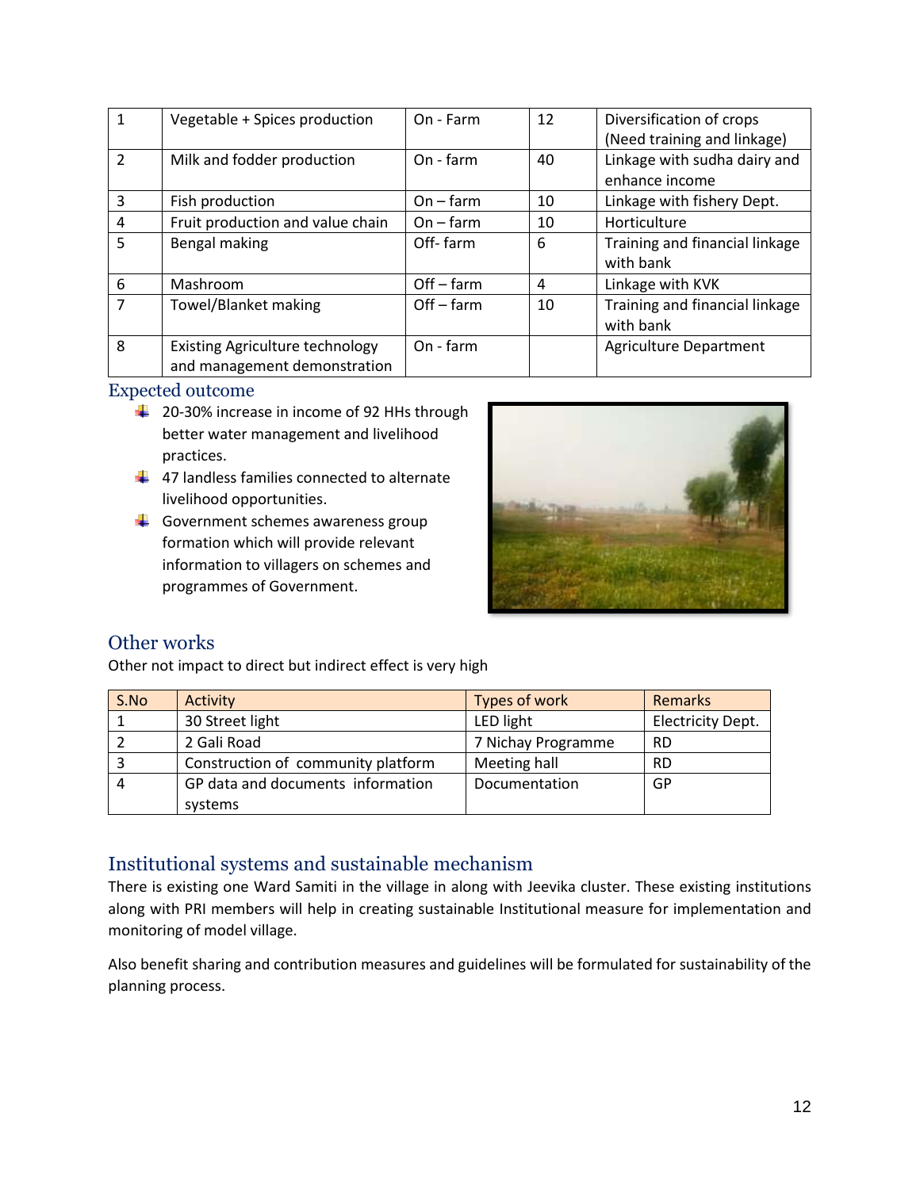| 1 | Vegetable + Spices production | On - Farm | 12 | Diversification of crops (Need training and linkage) |
|---|---|---|---|---|
| 2 | Milk and fodder production | On - farm | 40 | Linkage with sudha dairy and enhance income |
| 3 | Fish production | On – farm | 10 | Linkage with fishery Dept. |
| 4 | Fruit production and value chain | On – farm | 10 | Horticulture |
| 5 | Bengal making | Off- farm | 6 | Training and financial linkage with bank |
| 6 | Mashroom | Off – farm | 4 | Linkage with KVK |
| 7 | Towel/Blanket making | Off – farm | 10 | Training and financial linkage with bank |
| 8 | Existing Agriculture technology and management demonstration | On - farm | | Agriculture Department |

## Expected outcome

- 20-30% increase in income of 92 HHs through better water management and livelihood practices.
- 47 landless families connected to alternate livelihood opportunities.
- Government schemes awareness group formation which will provide relevant information to villagers on schemes and programmes of Government.

## Other works

Other not impact to direct but indirect effect is very high

| S.No | Activity | Types of work | Remarks |
|---|---|---|---|
| 1 | 30 Street light | LED light | Electricity Dept. |
| 2 | 2 Gali Road | 7 Nichay Programme | RD |
| 3 | Construction of community platform | Meeting hall | RD |
| 4 | GP data and documents information systems | Documentation | GP |

## Institutional systems and sustainable mechanism

There is existing one Ward Samiti in the village in along with Jeevika cluster. These existing institutions along with PRI members will help in creating sustainable Institutional measure for implementation and monitoring of model village.

Also benefit sharing and contribution measures and guidelines will be formulated for sustainability of the planning process.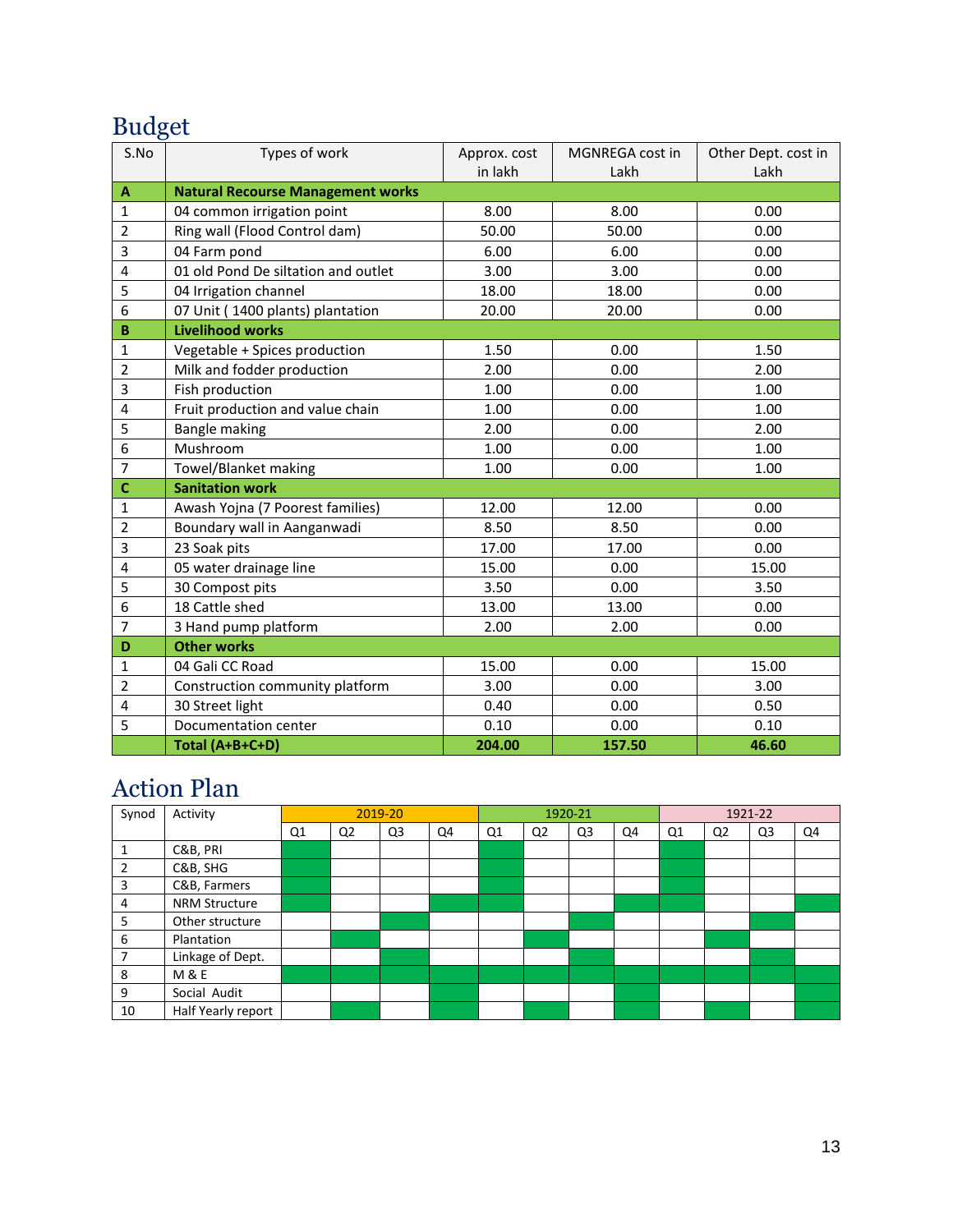# Budget

| S.No | Types of work | Approx. cost in lakh | MGNREGA cost in Lakh | Other Dept. cost in Lakh |
|---|---|---|---|---|
| **A** | **Natural Recourse Management works** | | | |
| 1 | 04 common irrigation point | 8.00 | 8.00 | 0.00 |
| 2 | Ring wall (Flood Control dam) | 50.00 | 50.00 | 0.00 |
| 3 | 04 Farm pond | 6.00 | 6.00 | 0.00 |
| 4 | 01 old Pond De siltation and outlet | 3.00 | 3.00 | 0.00 |
| 5 | 04 Irrigation channel | 18.00 | 18.00 | 0.00 |
| 6 | 07 Unit ( 1400 plants) plantation | 20.00 | 20.00 | 0.00 |
| **B** | **Livelihood works** | | | |
| 1 | Vegetable + Spices production | 1.50 | 0.00 | 1.50 |
| 2 | Milk and fodder production | 2.00 | 0.00 | 2.00 |
| 3 | Fish production | 1.00 | 0.00 | 1.00 |
| 4 | Fruit production and value chain | 1.00 | 0.00 | 1.00 |
| 5 | Bangle making | 2.00 | 0.00 | 2.00 |
| 6 | Mushroom | 1.00 | 0.00 | 1.00 |
| 7 | Towel/Blanket making | 1.00 | 0.00 | 1.00 |
| **C** | **Sanitation work** | | | |
| 1 | Awash Yojna (7 Poorest families) | 12.00 | 12.00 | 0.00 |
| 2 | Boundary wall in Aanganwadi | 8.50 | 8.50 | 0.00 |
| 3 | 23 Soak pits | 17.00 | 17.00 | 0.00 |
| 4 | 05 water drainage line | 15.00 | 0.00 | 15.00 |
| 5 | 30 Compost pits | 3.50 | 0.00 | 3.50 |
| 6 | 18 Cattle shed | 13.00 | 13.00 | 0.00 |
| 7 | 3 Hand pump platform | 2.00 | 2.00 | 0.00 |
| **D** | **Other works** | | | |
| 1 | 04 Gali CC Road | 15.00 | 0.00 | 15.00 |
| 2 | Construction community platform | 3.00 | 0.00 | 3.00 |
| 4 | 30 Street light | 0.40 | 0.00 | 0.50 |
| 5 | Documentation center | 0.10 | 0.00 | 0.10 |
| | **Total (A+B+C+D)** | **204.00** | **157.50** | **46.60** |

# Action Plan

| Synod | Activity | 2019-20 | | | | 1920-21 | | | | 1921-22 | | | |
|---|---|---|---|---|---|---|---|---|---|---|---|---|---|
| | | Q1 | Q2 | Q3 | Q4 | Q1 | Q2 | Q3 | Q4 | Q1 | Q2 | Q3 | Q4 |
| 1 | C&B, PRI | ■ | | | | ■ | | | | ■ | | | |
| 2 | C&B, SHG | ■ | | | | ■ | | | | ■ | | | |
| 3 | C&B, Farmers | ■ | | | | ■ | | | | ■ | | | |
| 4 | NRM Structure | ■ | | | ■ | ■ | | | ■ | ■ | | | ■ |
| 5 | Other structure | | | ■ | | | | ■ | | | | ■ | |
| 6 | Plantation | | ■ | | | | ■ | | | | ■ | | |
| 7 | Linkage of Dept. | | | ■ | | | | ■ | | | | ■ | |
| 8 | M & E | ■ | ■ | ■ | ■ | ■ | ■ | ■ | ■ | ■ | ■ | ■ | ■ |
| 9 | Social Audit | | | | ■ | | | | ■ | | | | ■ |
| 10 | Half Yearly report | | ■ | | ■ | | ■ | | ■ | | ■ | | ■ |